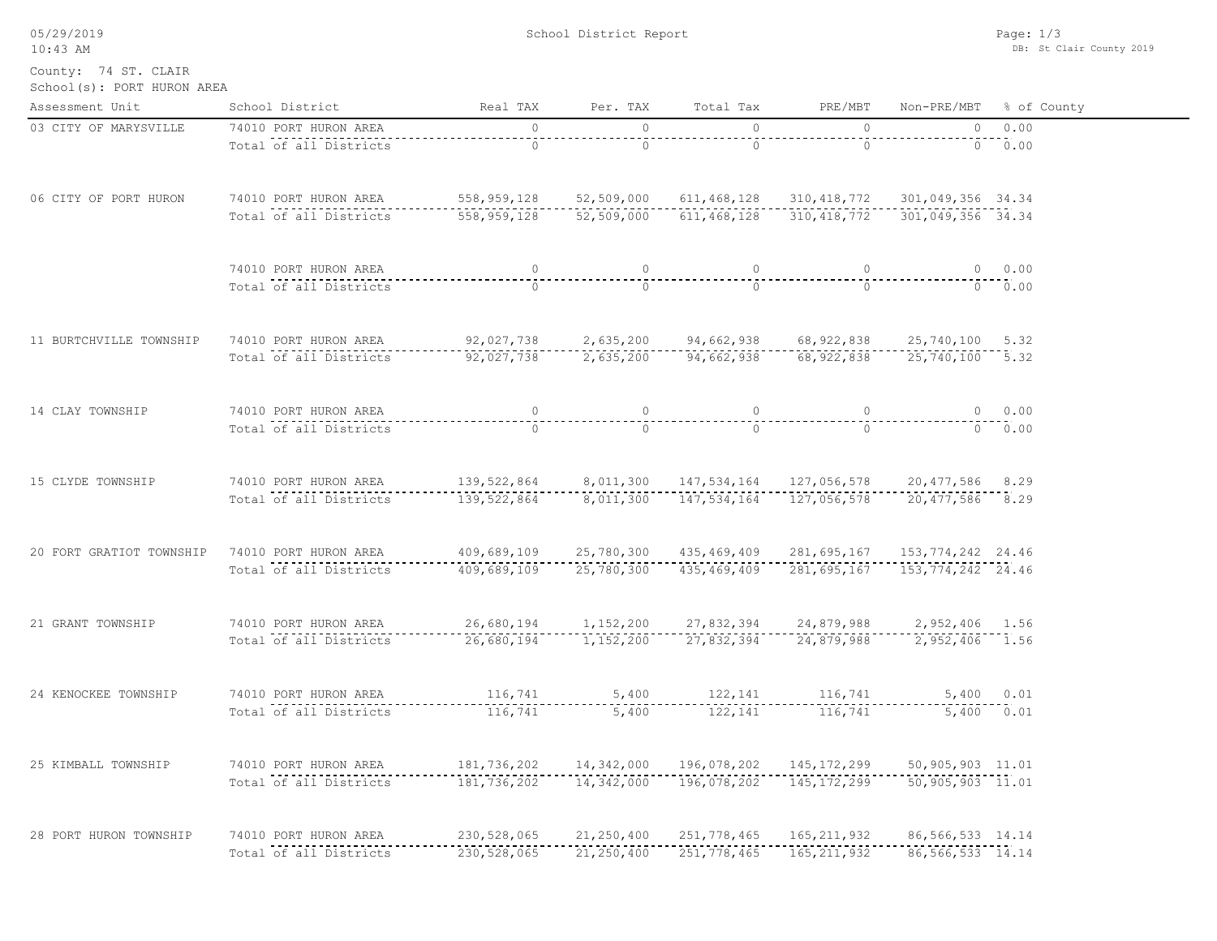05/29/2019
10:43 AM

School District Report

DB: St Clair County 2019

County: 74 ST. CLAIR
School(s): PORT HURON AREA

| Assessment Unit | School District | Real TAX | Per. TAX | Total Tax | PRE/MBT | Non-PRE/MBT | % of County |
|---|---|---|---|---|---|---|---|
| 03 CITY OF MARYSVILLE | 74010 PORT HURON AREA | 0 | 0 | 0 | 0 | 0 | 0.00 |
| | Total of all Districts | 0 | 0 | 0 | 0 | 0 | 0.00 |
| 06 CITY OF PORT HURON | 74010 PORT HURON AREA | 558,959,128 | 52,509,000 | 611,468,128 | 310,418,772 | 301,049,356 | 34.34 |
| | Total of all Districts | 558,959,128 | 52,509,000 | 611,468,128 | 310,418,772 | 301,049,356 | 34.34 |
| | 74010 PORT HURON AREA | 0 | 0 | 0 | 0 | 0 | 0.00 |
| | Total of all Districts | 0 | 0 | 0 | 0 | 0 | 0.00 |
| 11 BURTCHVILLE TOWNSHIP | 74010 PORT HURON AREA | 92,027,738 | 2,635,200 | 94,662,938 | 68,922,838 | 25,740,100 | 5.32 |
| | Total of all Districts | 92,027,738 | 2,635,200 | 94,662,938 | 68,922,838 | 25,740,100 | 5.32 |
| 14 CLAY TOWNSHIP | 74010 PORT HURON AREA | 0 | 0 | 0 | 0 | 0 | 0.00 |
| | Total of all Districts | 0 | 0 | 0 | 0 | 0 | 0.00 |
| 15 CLYDE TOWNSHIP | 74010 PORT HURON AREA | 139,522,864 | 8,011,300 | 147,534,164 | 127,056,578 | 20,477,586 | 8.29 |
| | Total of all Districts | 139,522,864 | 8,011,300 | 147,534,164 | 127,056,578 | 20,477,586 | 8.29 |
| 20 FORT GRATIOT TOWNSHIP | 74010 PORT HURON AREA | 409,689,109 | 25,780,300 | 435,469,409 | 281,695,167 | 153,774,242 | 24.46 |
| | Total of all Districts | 409,689,109 | 25,780,300 | 435,469,409 | 281,695,167 | 153,774,242 | 24.46 |
| 21 GRANT TOWNSHIP | 74010 PORT HURON AREA | 26,680,194 | 1,152,200 | 27,832,394 | 24,879,988 | 2,952,406 | 1.56 |
| | Total of all Districts | 26,680,194 | 1,152,200 | 27,832,394 | 24,879,988 | 2,952,406 | 1.56 |
| 24 KENOCKEE TOWNSHIP | 74010 PORT HURON AREA | 116,741 | 5,400 | 122,141 | 116,741 | 5,400 | 0.01 |
| | Total of all Districts | 116,741 | 5,400 | 122,141 | 116,741 | 5,400 | 0.01 |
| 25 KIMBALL TOWNSHIP | 74010 PORT HURON AREA | 181,736,202 | 14,342,000 | 196,078,202 | 145,172,299 | 50,905,903 | 11.01 |
| | Total of all Districts | 181,736,202 | 14,342,000 | 196,078,202 | 145,172,299 | 50,905,903 | 11.01 |
| 28 PORT HURON TOWNSHIP | 74010 PORT HURON AREA | 230,528,065 | 21,250,400 | 251,778,465 | 165,211,932 | 86,566,533 | 14.14 |
| | Total of all Districts | 230,528,065 | 21,250,400 | 251,778,465 | 165,211,932 | 86,566,533 | 14.14 |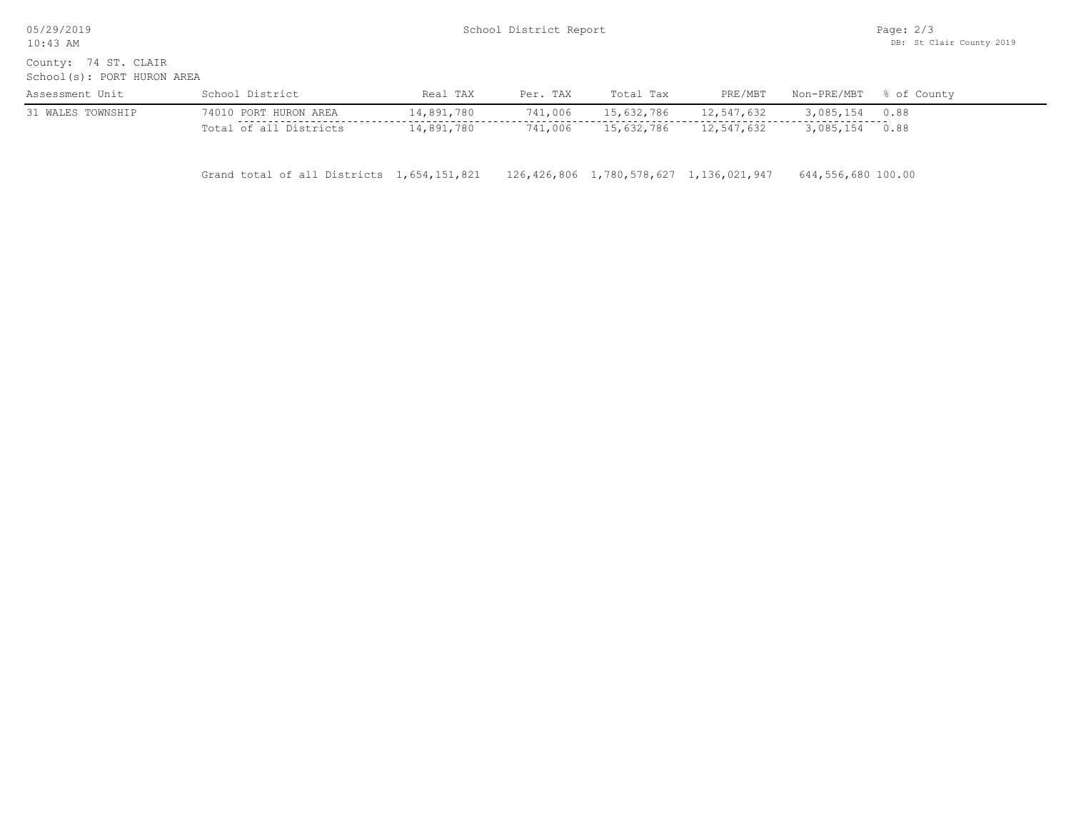County: 74 ST. CLAIR
School(s): PORT HURON AREA

| Assessment Unit | School District | Real TAX | Per. TAX | Total Tax | PRE/MBT | Non-PRE/MBT | % of County |
|---|---|---|---|---|---|---|---|
| 31 WALES TOWNSHIP | 74010 PORT HURON AREA | 14,891,780 | 741,006 | 15,632,786 | 12,547,632 | 3,085,154 | 0.88 |
| | Total of all Districts | 14,891,780 | 741,006 | 15,632,786 | 12,547,632 | 3,085,154 | 0.88 |
| | Grand total of all Districts | 1,654,151,821 | 126,426,806 | 1,780,578,627 | 1,136,021,947 | 644,556,680 | 100.00 |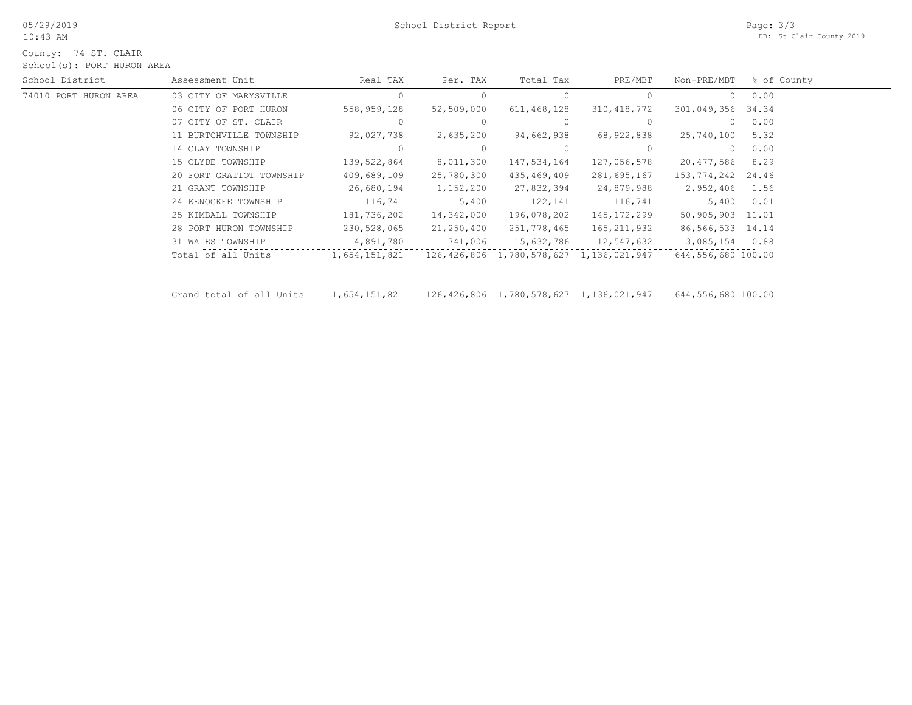05/29/2019
10:43 AM

School District Report

DB: St Clair County 2019

County: 74 ST. CLAIR
School(s): PORT HURON AREA

| School District | Assessment Unit | Real TAX | Per. TAX | Total Tax | PRE/MBT | Non-PRE/MBT | % of County |
|---|---|---|---|---|---|---|---|
| 74010 PORT HURON AREA | 03 CITY OF MARYSVILLE | 0 | 0 | 0 | 0 | 0 | 0.00 |
| | 06 CITY OF PORT HURON | 558,959,128 | 52,509,000 | 611,468,128 | 310,418,772 | 301,049,356 | 34.34 |
| | 07 CITY OF ST. CLAIR | 0 | 0 | 0 | 0 | 0 | 0.00 |
| | 11 BURTCHVILLE TOWNSHIP | 92,027,738 | 2,635,200 | 94,662,938 | 68,922,838 | 25,740,100 | 5.32 |
| | 14 CLAY TOWNSHIP | 0 | 0 | 0 | 0 | 0 | 0.00 |
| | 15 CLYDE TOWNSHIP | 139,522,864 | 8,011,300 | 147,534,164 | 127,056,578 | 20,477,586 | 8.29 |
| | 20 FORT GRATIOT TOWNSHIP | 409,689,109 | 25,780,300 | 435,469,409 | 281,695,167 | 153,774,242 | 24.46 |
| | 21 GRANT TOWNSHIP | 26,680,194 | 1,152,200 | 27,832,394 | 24,879,988 | 2,952,406 | 1.56 |
| | 24 KENOCKEE TOWNSHIP | 116,741 | 5,400 | 122,141 | 116,741 | 5,400 | 0.01 |
| | 25 KIMBALL TOWNSHIP | 181,736,202 | 14,342,000 | 196,078,202 | 145,172,299 | 50,905,903 | 11.01 |
| | 28 PORT HURON TOWNSHIP | 230,528,065 | 21,250,400 | 251,778,465 | 165,211,932 | 86,566,533 | 14.14 |
| | 31 WALES TOWNSHIP | 14,891,780 | 741,006 | 15,632,786 | 12,547,632 | 3,085,154 | 0.88 |
| | Total of all Units | 1,654,151,821 | 126,426,806 | 1,780,578,627 | 1,136,021,947 | 644,556,680 | 100.00 |
| | | | | | | | |
| | Grand total of all Units | 1,654,151,821 | 126,426,806 | 1,780,578,627 | 1,136,021,947 | 644,556,680 | 100.00 |